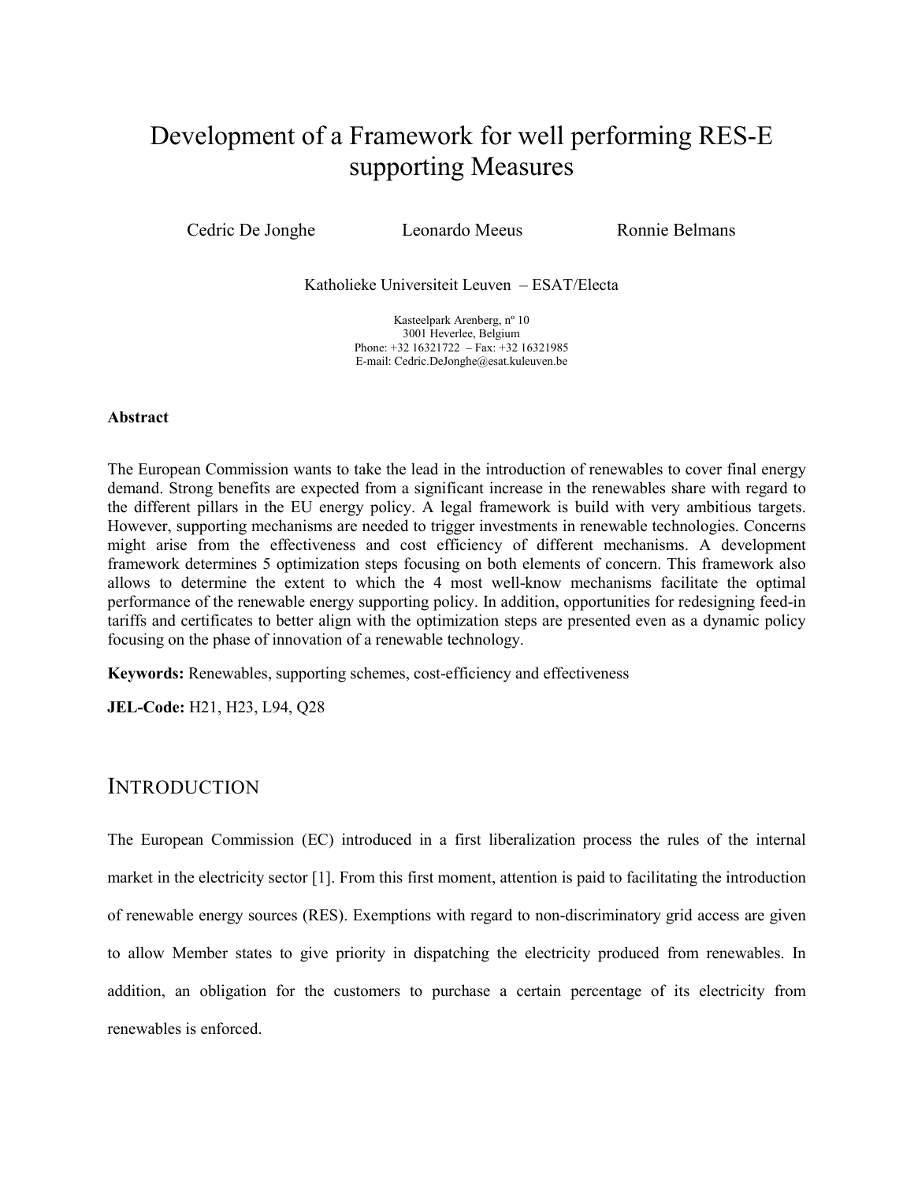# Development of a Framework for well performing RES-E supporting Measures

Cedric De Jonghe &nbsp;&nbsp;&nbsp;&nbsp; Leonardo Meeus &nbsp;&nbsp;&nbsp;&nbsp; Ronnie Belmans

Katholieke Universiteit Leuven – ESAT/Electa

Kasteelpark Arenberg, nº 10
3001 Heverlee, Belgium
Phone: +32 16321722 – Fax: +32 16321985
E-mail: Cedric.DeJonghe@esat.kuleuven.be

**Abstract**

The European Commission wants to take the lead in the introduction of renewables to cover final energy demand. Strong benefits are expected from a significant increase in the renewables share with regard to the different pillars in the EU energy policy. A legal framework is build with very ambitious targets. However, supporting mechanisms are needed to trigger investments in renewable technologies. Concerns might arise from the effectiveness and cost efficiency of different mechanisms. A development framework determines 5 optimization steps focusing on both elements of concern. This framework also allows to determine the extent to which the 4 most well-know mechanisms facilitate the optimal performance of the renewable energy supporting policy. In addition, opportunities for redesigning feed-in tariffs and certificates to better align with the optimization steps are presented even as a dynamic policy focusing on the phase of innovation of a renewable technology.

**Keywords:** Renewables, supporting schemes, cost-efficiency and effectiveness

**JEL-Code:** H21, H23, L94, Q28

## Introduction

The European Commission (EC) introduced in a first liberalization process the rules of the internal market in the electricity sector [1]. From this first moment, attention is paid to facilitating the introduction of renewable energy sources (RES). Exemptions with regard to non-discriminatory grid access are given to allow Member states to give priority in dispatching the electricity produced from renewables. In addition, an obligation for the customers to purchase a certain percentage of its electricity from renewables is enforced.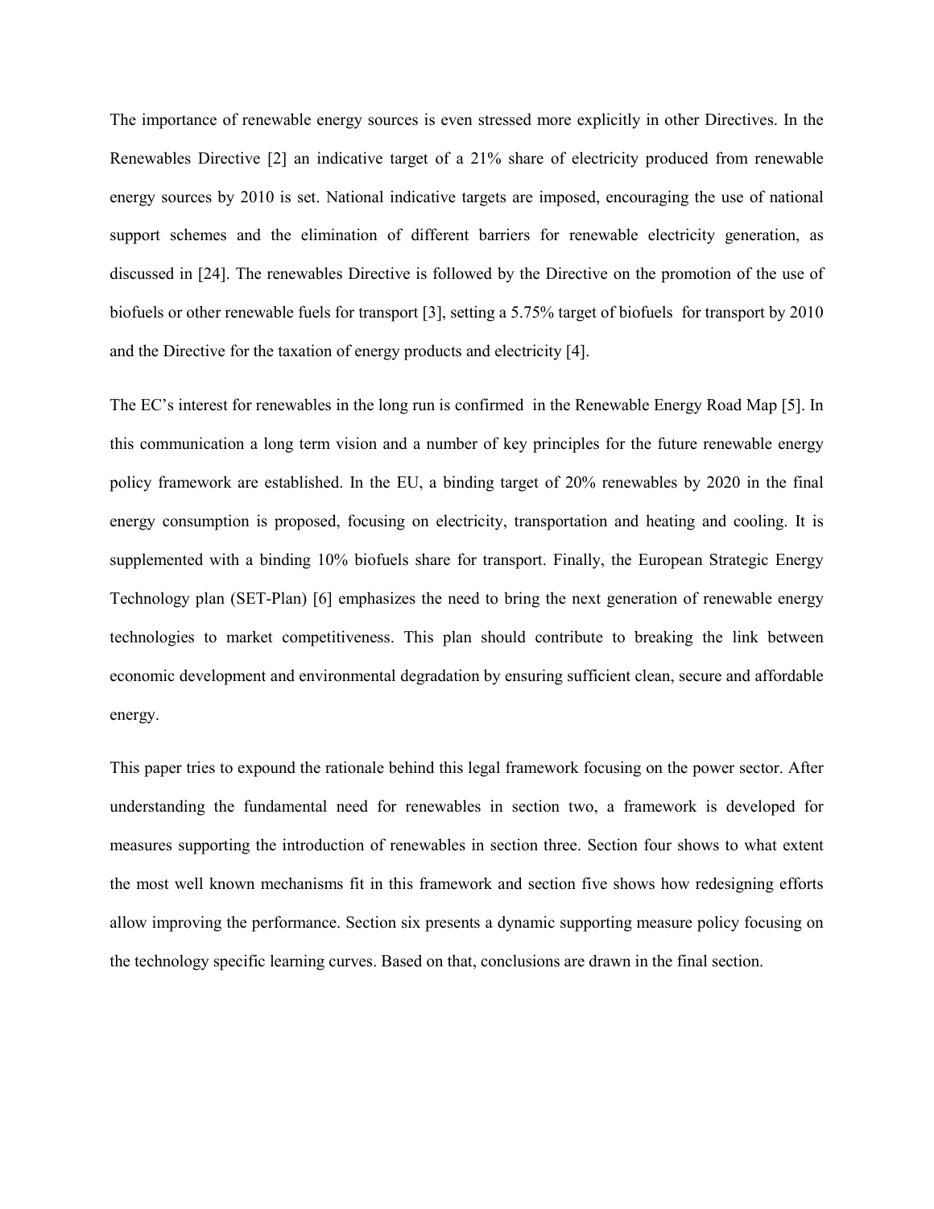The importance of renewable energy sources is even stressed more explicitly in other Directives. In the Renewables Directive [2] an indicative target of a 21% share of electricity produced from renewable energy sources by 2010 is set. National indicative targets are imposed, encouraging the use of national support schemes and the elimination of different barriers for renewable electricity generation, as discussed in [24]. The renewables Directive is followed by the Directive on the promotion of the use of biofuels or other renewable fuels for transport [3], setting a 5.75% target of biofuels for transport by 2010 and the Directive for the taxation of energy products and electricity [4].

The EC's interest for renewables in the long run is confirmed in the Renewable Energy Road Map [5]. In this communication a long term vision and a number of key principles for the future renewable energy policy framework are established. In the EU, a binding target of 20% renewables by 2020 in the final energy consumption is proposed, focusing on electricity, transportation and heating and cooling. It is supplemented with a binding 10% biofuels share for transport. Finally, the European Strategic Energy Technology plan (SET-Plan) [6] emphasizes the need to bring the next generation of renewable energy technologies to market competitiveness. This plan should contribute to breaking the link between economic development and environmental degradation by ensuring sufficient clean, secure and affordable energy.

This paper tries to expound the rationale behind this legal framework focusing on the power sector. After understanding the fundamental need for renewables in section two, a framework is developed for measures supporting the introduction of renewables in section three. Section four shows to what extent the most well known mechanisms fit in this framework and section five shows how redesigning efforts allow improving the performance. Section six presents a dynamic supporting measure policy focusing on the technology specific learning curves. Based on that, conclusions are drawn in the final section.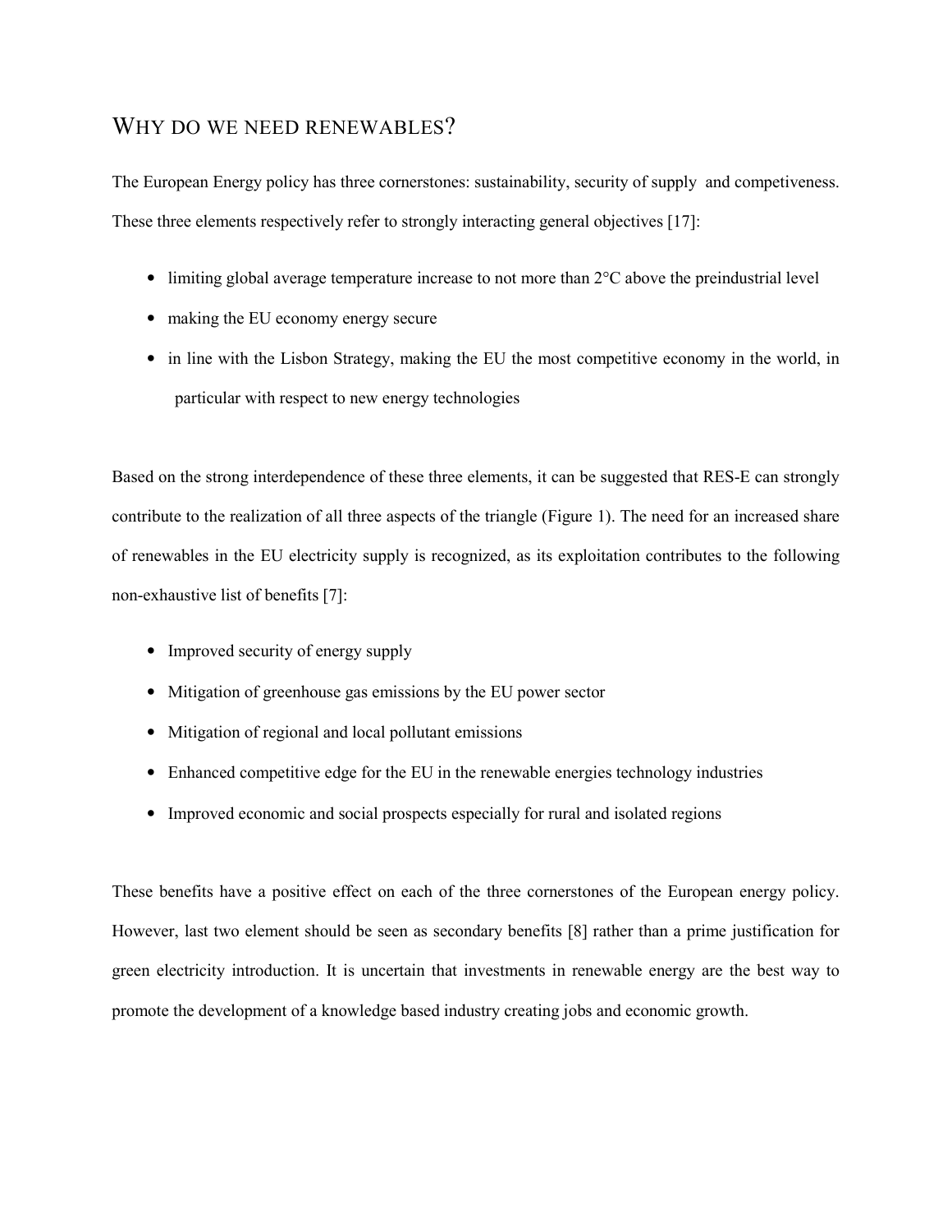## WHY DO WE NEED RENEWABLES?

The European Energy policy has three cornerstones: sustainability, security of supply and competiveness. These three elements respectively refer to strongly interacting general objectives [17]:

- limiting global average temperature increase to not more than 2°C above the preindustrial level
- making the EU economy energy secure
- in line with the Lisbon Strategy, making the EU the most competitive economy in the world, in particular with respect to new energy technologies

Based on the strong interdependence of these three elements, it can be suggested that RES-E can strongly contribute to the realization of all three aspects of the triangle (Figure 1). The need for an increased share of renewables in the EU electricity supply is recognized, as its exploitation contributes to the following non-exhaustive list of benefits [7]:

- Improved security of energy supply
- Mitigation of greenhouse gas emissions by the EU power sector
- Mitigation of regional and local pollutant emissions
- Enhanced competitive edge for the EU in the renewable energies technology industries
- Improved economic and social prospects especially for rural and isolated regions

These benefits have a positive effect on each of the three cornerstones of the European energy policy. However, last two element should be seen as secondary benefits [8] rather than a prime justification for green electricity introduction. It is uncertain that investments in renewable energy are the best way to promote the development of a knowledge based industry creating jobs and economic growth.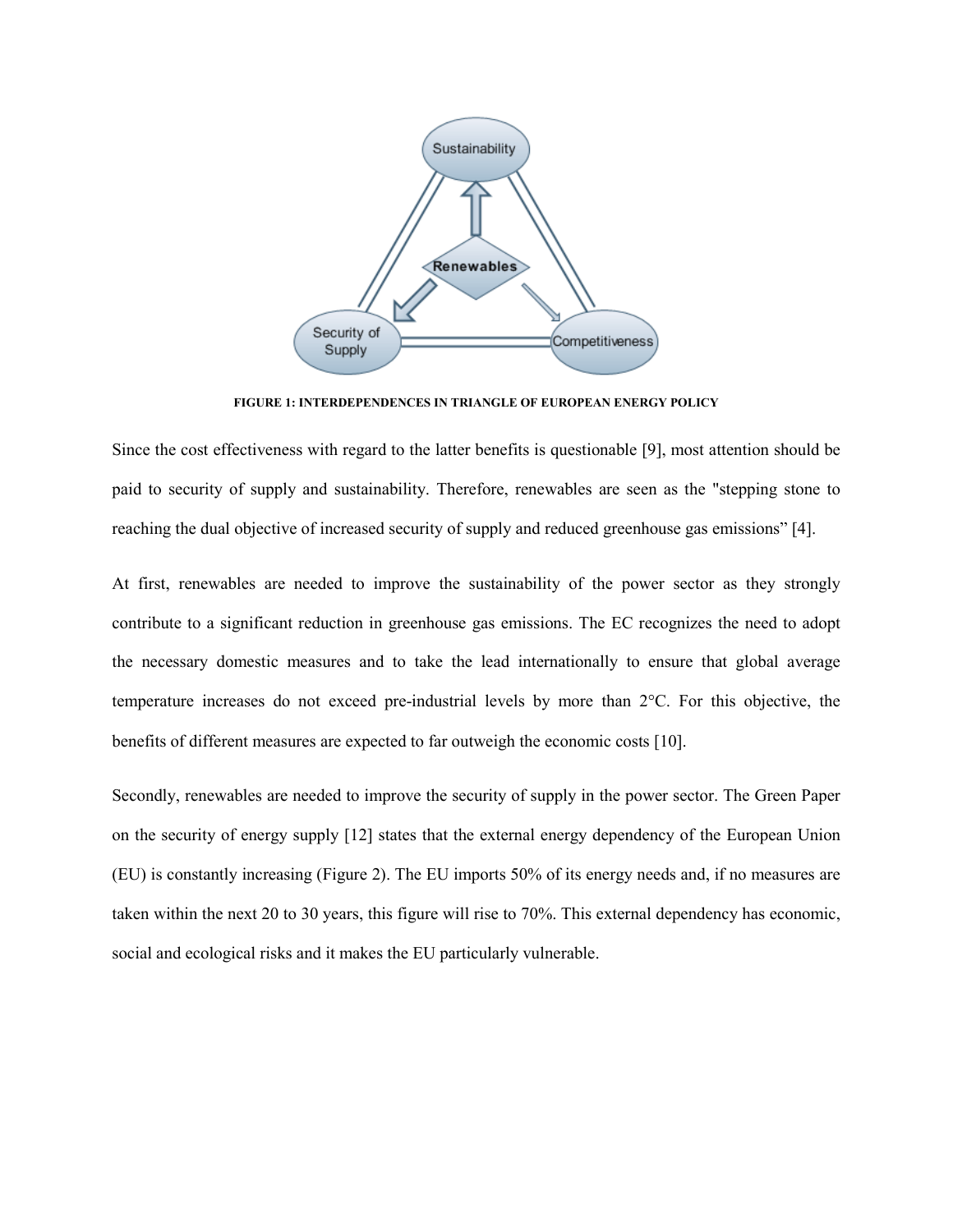FIGURE 1: INTERDEPENDENCES IN TRIANGLE OF EUROPEAN ENERGY POLICY

Since the cost effectiveness with regard to the latter benefits is questionable [9], most attention should be paid to security of supply and sustainability. Therefore, renewables are seen as the "stepping stone to reaching the dual objective of increased security of supply and reduced greenhouse gas emissions" [4].

At first, renewables are needed to improve the sustainability of the power sector as they strongly contribute to a significant reduction in greenhouse gas emissions. The EC recognizes the need to adopt the necessary domestic measures and to take the lead internationally to ensure that global average temperature increases do not exceed pre-industrial levels by more than 2°C. For this objective, the benefits of different measures are expected to far outweigh the economic costs [10].

Secondly, renewables are needed to improve the security of supply in the power sector. The Green Paper on the security of energy supply [12] states that the external energy dependency of the European Union (EU) is constantly increasing (Figure 2). The EU imports 50% of its energy needs and, if no measures are taken within the next 20 to 30 years, this figure will rise to 70%. This external dependency has economic, social and ecological risks and it makes the EU particularly vulnerable.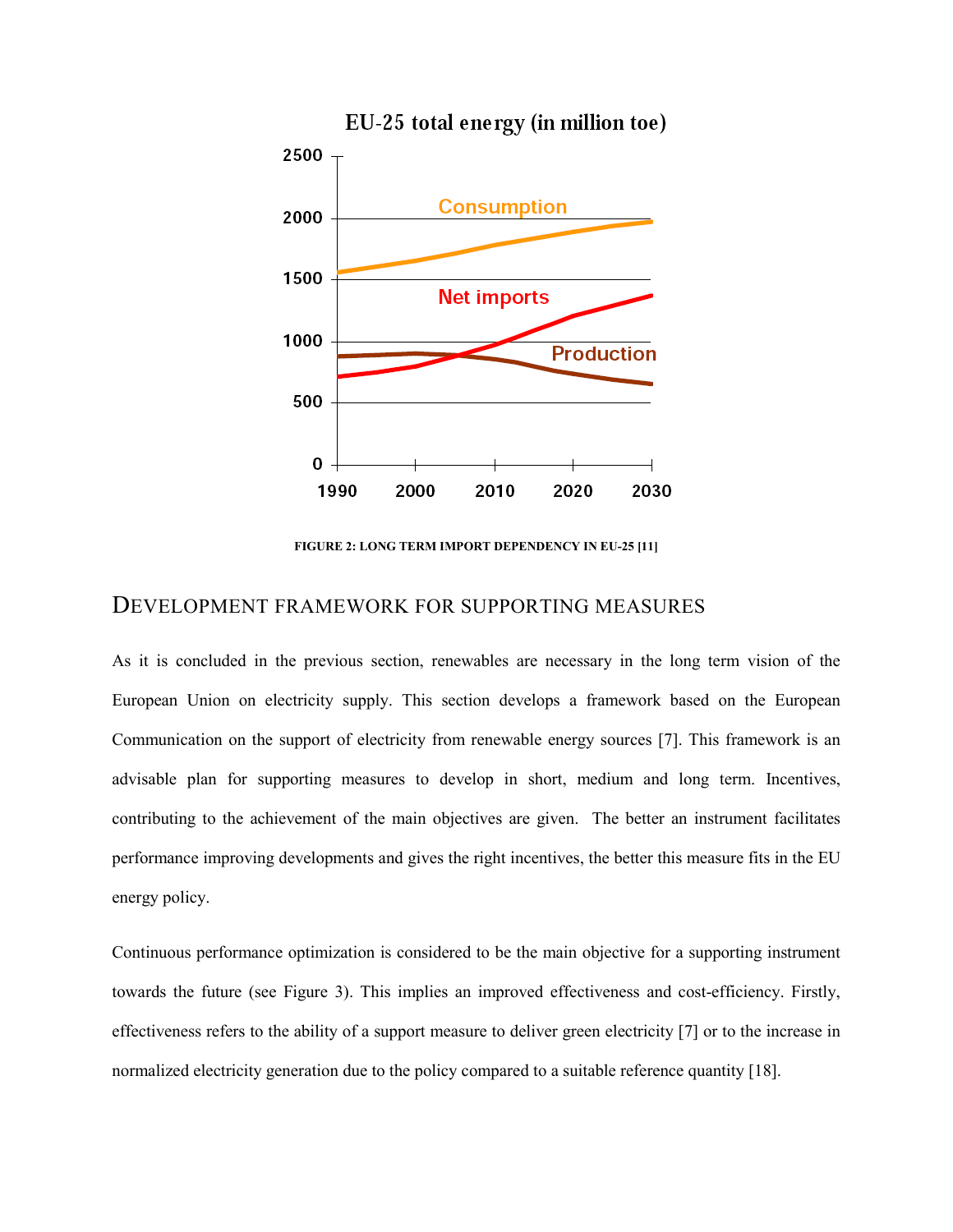FIGURE 2: LONG TERM IMPORT DEPENDENCY IN EU-25 [11]

## Development framework for supporting measures

As it is concluded in the previous section, renewables are necessary in the long term vision of the European Union on electricity supply. This section develops a framework based on the European Communication on the support of electricity from renewable energy sources [7]. This framework is an advisable plan for supporting measures to develop in short, medium and long term. Incentives, contributing to the achievement of the main objectives are given. The better an instrument facilitates performance improving developments and gives the right incentives, the better this measure fits in the EU energy policy.

Continuous performance optimization is considered to be the main objective for a supporting instrument towards the future (see Figure 3). This implies an improved effectiveness and cost-efficiency. Firstly, effectiveness refers to the ability of a support measure to deliver green electricity [7] or to the increase in normalized electricity generation due to the policy compared to a suitable reference quantity [18].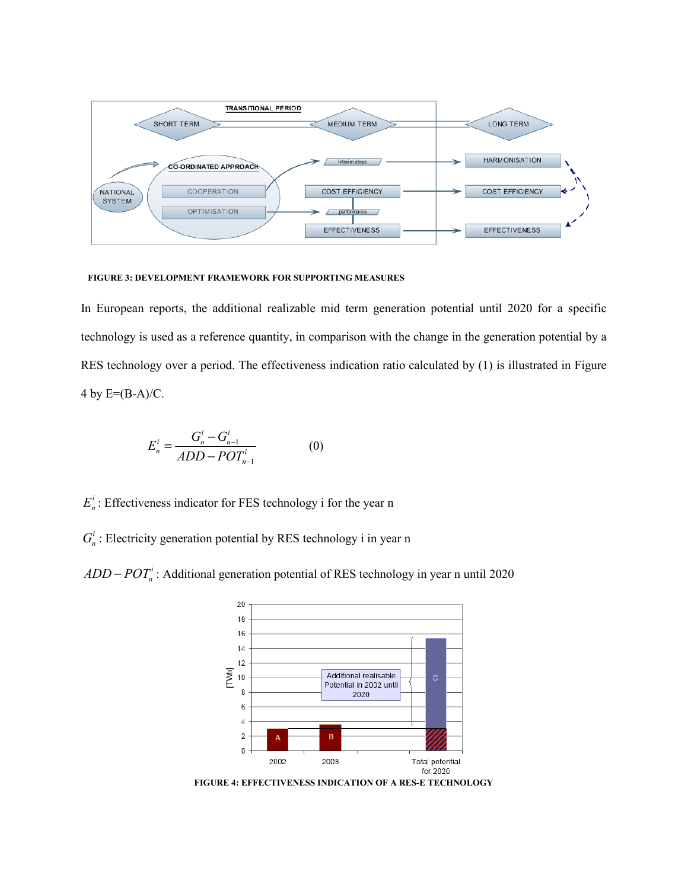**FIGURE 3: DEVELOPMENT FRAMEWORK FOR SUPPORTING MEASURES**

In European reports, the additional realizable mid term generation potential until 2020 for a specific technology is used as a reference quantity, in comparison with the change in the generation potential by a RES technology over a period. The effectiveness indication ratio calculated by (1) is illustrated in Figure 4 by E=(B-A)/C.

$$E_n^i = \frac{G_n^i - G_{n-1}^i}{ADD - POT_{n-1}^i} \qquad (0)$$

$E_n^i$: Effectiveness indicator for FES technology i for the year n

$G_n^i$ : Electricity generation potential by RES technology i in year n

$ADD - POT_n^i$: Additional generation potential of RES technology in year n until 2020

**FIGURE 4: EFFECTIVENESS INDICATION OF A RES-E TECHNOLOGY**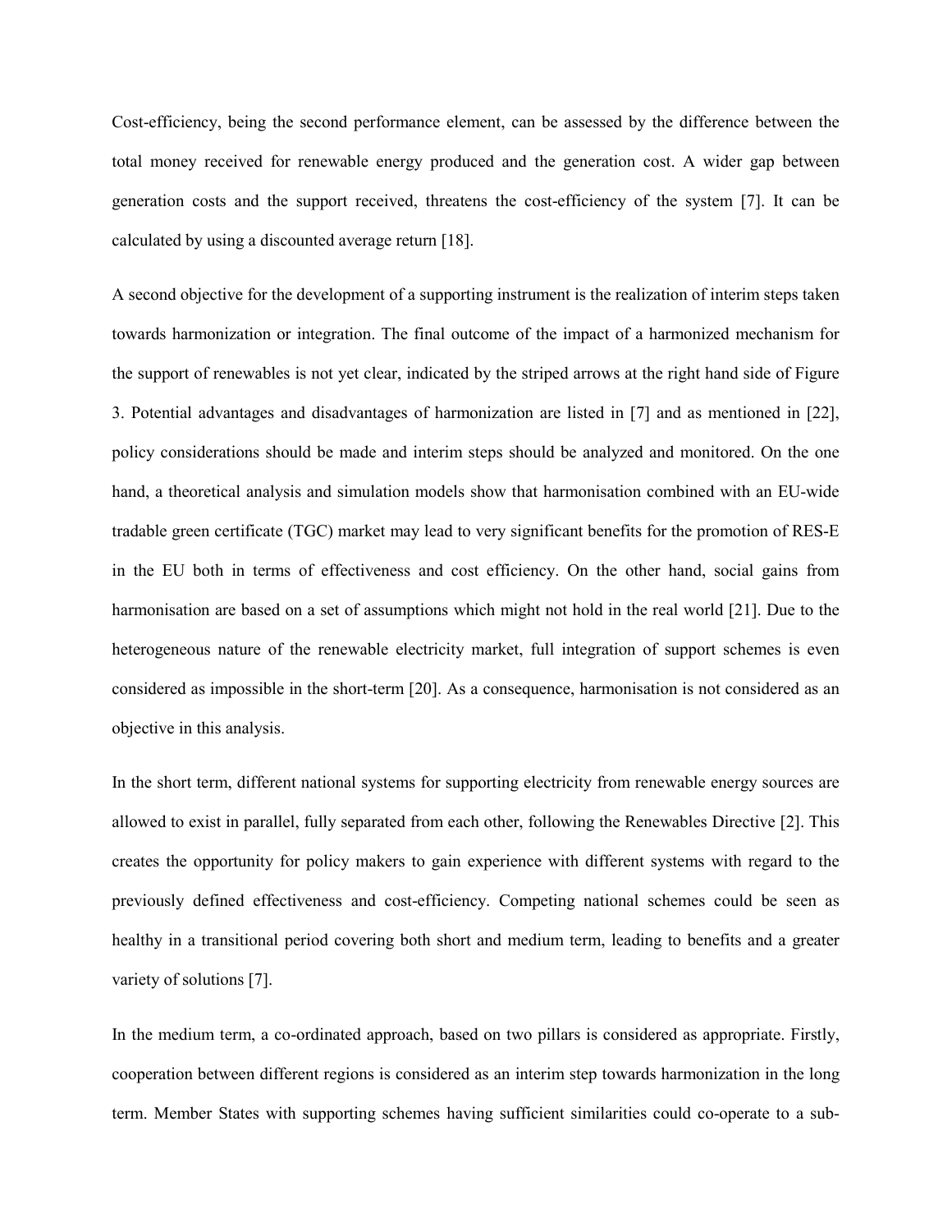Cost-efficiency, being the second performance element, can be assessed by the difference between the total money received for renewable energy produced and the generation cost. A wider gap between generation costs and the support received, threatens the cost-efficiency of the system [7]. It can be calculated by using a discounted average return [18].

A second objective for the development of a supporting instrument is the realization of interim steps taken towards harmonization or integration. The final outcome of the impact of a harmonized mechanism for the support of renewables is not yet clear, indicated by the striped arrows at the right hand side of Figure 3. Potential advantages and disadvantages of harmonization are listed in [7] and as mentioned in [22], policy considerations should be made and interim steps should be analyzed and monitored. On the one hand, a theoretical analysis and simulation models show that harmonisation combined with an EU-wide tradable green certificate (TGC) market may lead to very significant benefits for the promotion of RES-E in the EU both in terms of effectiveness and cost efficiency. On the other hand, social gains from harmonisation are based on a set of assumptions which might not hold in the real world [21]. Due to the heterogeneous nature of the renewable electricity market, full integration of support schemes is even considered as impossible in the short-term [20]. As a consequence, harmonisation is not considered as an objective in this analysis.

In the short term, different national systems for supporting electricity from renewable energy sources are allowed to exist in parallel, fully separated from each other, following the Renewables Directive [2]. This creates the opportunity for policy makers to gain experience with different systems with regard to the previously defined effectiveness and cost-efficiency. Competing national schemes could be seen as healthy in a transitional period covering both short and medium term, leading to benefits and a greater variety of solutions [7].

In the medium term, a co-ordinated approach, based on two pillars is considered as appropriate. Firstly, cooperation between different regions is considered as an interim step towards harmonization in the long term. Member States with supporting schemes having sufficient similarities could co-operate to a sub-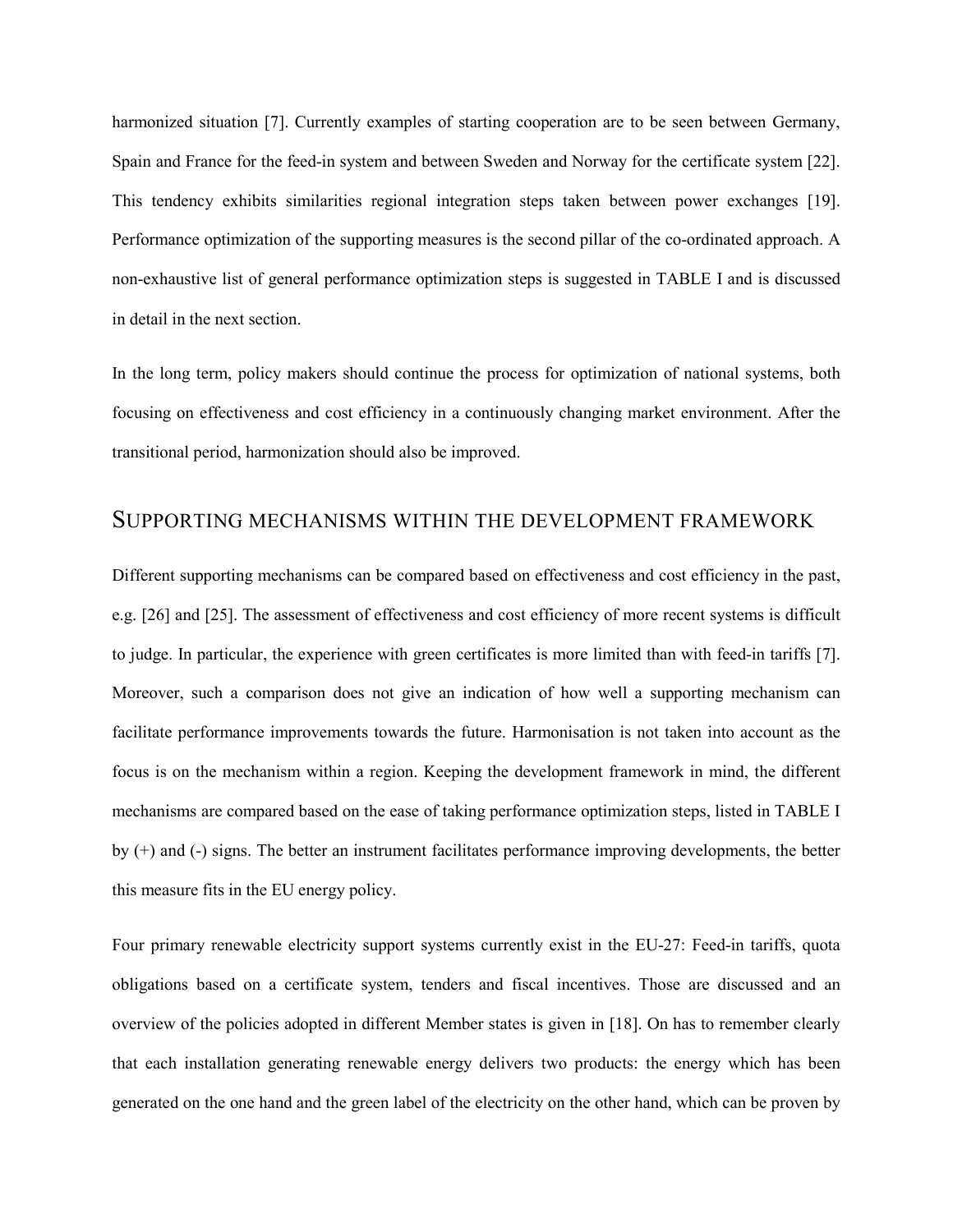harmonized situation [7]. Currently examples of starting cooperation are to be seen between Germany, Spain and France for the feed-in system and between Sweden and Norway for the certificate system [22]. This tendency exhibits similarities regional integration steps taken between power exchanges [19]. Performance optimization of the supporting measures is the second pillar of the co-ordinated approach. A non-exhaustive list of general performance optimization steps is suggested in TABLE I and is discussed in detail in the next section.

In the long term, policy makers should continue the process for optimization of national systems, both focusing on effectiveness and cost efficiency in a continuously changing market environment. After the transitional period, harmonization should also be improved.

## SUPPORTING MECHANISMS WITHIN THE DEVELOPMENT FRAMEWORK

Different supporting mechanisms can be compared based on effectiveness and cost efficiency in the past, e.g. [26] and [25]. The assessment of effectiveness and cost efficiency of more recent systems is difficult to judge. In particular, the experience with green certificates is more limited than with feed-in tariffs [7]. Moreover, such a comparison does not give an indication of how well a supporting mechanism can facilitate performance improvements towards the future. Harmonisation is not taken into account as the focus is on the mechanism within a region. Keeping the development framework in mind, the different mechanisms are compared based on the ease of taking performance optimization steps, listed in TABLE I by (+) and (-) signs. The better an instrument facilitates performance improving developments, the better this measure fits in the EU energy policy.

Four primary renewable electricity support systems currently exist in the EU-27: Feed-in tariffs, quota obligations based on a certificate system, tenders and fiscal incentives. Those are discussed and an overview of the policies adopted in different Member states is given in [18]. On has to remember clearly that each installation generating renewable energy delivers two products: the energy which has been generated on the one hand and the green label of the electricity on the other hand, which can be proven by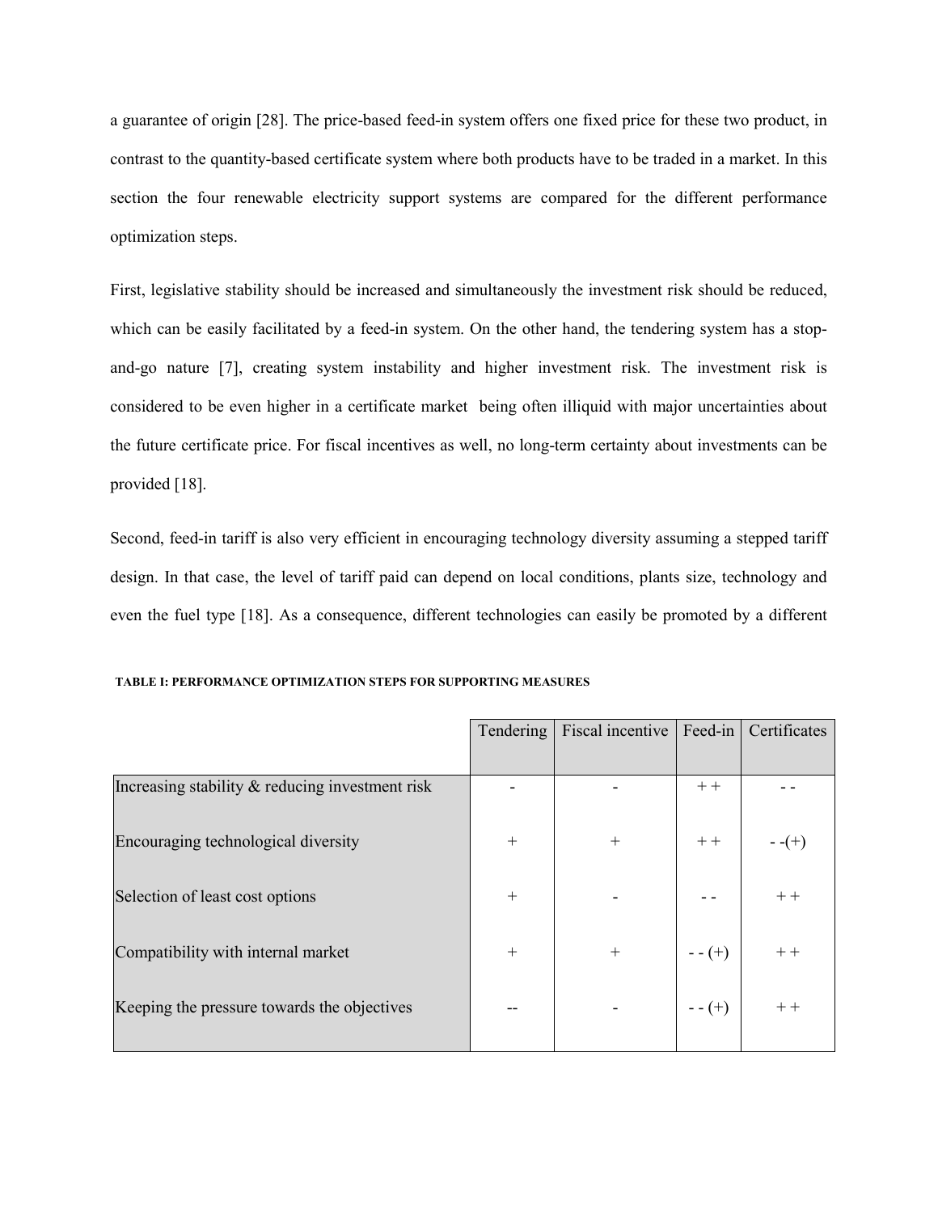a guarantee of origin [28]. The price-based feed-in system offers one fixed price for these two product, in contrast to the quantity-based certificate system where both products have to be traded in a market. In this section the four renewable electricity support systems are compared for the different performance optimization steps.

First, legislative stability should be increased and simultaneously the investment risk should be reduced, which can be easily facilitated by a feed-in system. On the other hand, the tendering system has a stop-and-go nature [7], creating system instability and higher investment risk. The investment risk is considered to be even higher in a certificate market being often illiquid with major uncertainties about the future certificate price. For fiscal incentives as well, no long-term certainty about investments can be provided [18].

Second, feed-in tariff is also very efficient in encouraging technology diversity assuming a stepped tariff design. In that case, the level of tariff paid can depend on local conditions, plants size, technology and even the fuel type [18]. As a consequence, different technologies can easily be promoted by a different

**TABLE I: PERFORMANCE OPTIMIZATION STEPS FOR SUPPORTING MEASURES**

| | Tendering | Fiscal incentive | Feed-in | Certificates |
|---|---|---|---|---|
| Increasing stability & reducing investment risk | - | - | + + | - - |
| Encouraging technological diversity | + | + | + + | - -(+) |
| Selection of least cost options | + | - | - - | + + |
| Compatibility with internal market | + | + | - - (+) | + + |
| Keeping the pressure towards the objectives | -- | - | - - (+) | + + |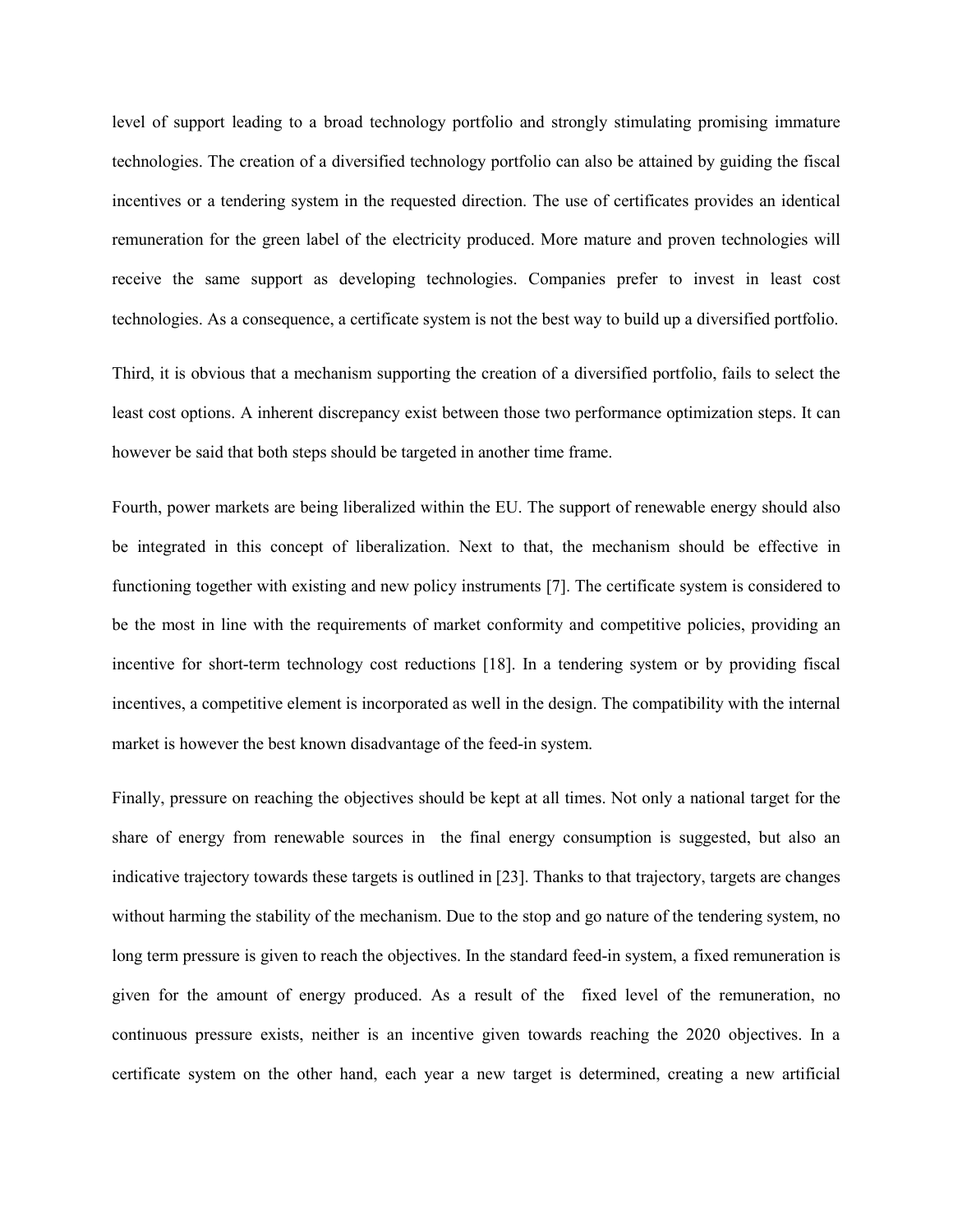level of support leading to a broad technology portfolio and strongly stimulating promising immature technologies. The creation of a diversified technology portfolio can also be attained by guiding the fiscal incentives or a tendering system in the requested direction. The use of certificates provides an identical remuneration for the green label of the electricity produced. More mature and proven technologies will receive the same support as developing technologies. Companies prefer to invest in least cost technologies. As a consequence, a certificate system is not the best way to build up a diversified portfolio.

Third, it is obvious that a mechanism supporting the creation of a diversified portfolio, fails to select the least cost options. A inherent discrepancy exist between those two performance optimization steps. It can however be said that both steps should be targeted in another time frame.

Fourth, power markets are being liberalized within the EU. The support of renewable energy should also be integrated in this concept of liberalization. Next to that, the mechanism should be effective in functioning together with existing and new policy instruments [7]. The certificate system is considered to be the most in line with the requirements of market conformity and competitive policies, providing an incentive for short-term technology cost reductions [18]. In a tendering system or by providing fiscal incentives, a competitive element is incorporated as well in the design. The compatibility with the internal market is however the best known disadvantage of the feed-in system.

Finally, pressure on reaching the objectives should be kept at all times. Not only a national target for the share of energy from renewable sources in the final energy consumption is suggested, but also an indicative trajectory towards these targets is outlined in [23]. Thanks to that trajectory, targets are changes without harming the stability of the mechanism. Due to the stop and go nature of the tendering system, no long term pressure is given to reach the objectives. In the standard feed-in system, a fixed remuneration is given for the amount of energy produced. As a result of the fixed level of the remuneration, no continuous pressure exists, neither is an incentive given towards reaching the 2020 objectives. In a certificate system on the other hand, each year a new target is determined, creating a new artificial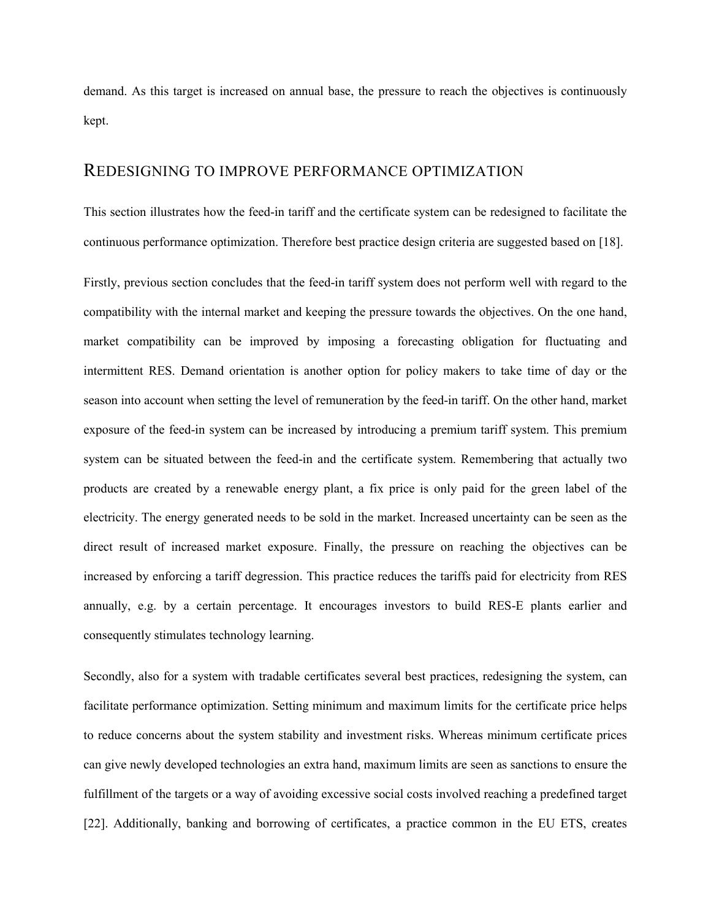demand. As this target is increased on annual base, the pressure to reach the objectives is continuously kept.

## REDESIGNING TO IMPROVE PERFORMANCE OPTIMIZATION

This section illustrates how the feed-in tariff and the certificate system can be redesigned to facilitate the continuous performance optimization. Therefore best practice design criteria are suggested based on [18].

Firstly, previous section concludes that the feed-in tariff system does not perform well with regard to the compatibility with the internal market and keeping the pressure towards the objectives. On the one hand, market compatibility can be improved by imposing a forecasting obligation for fluctuating and intermittent RES. Demand orientation is another option for policy makers to take time of day or the season into account when setting the level of remuneration by the feed-in tariff. On the other hand, market exposure of the feed-in system can be increased by introducing a premium tariff system. This premium system can be situated between the feed-in and the certificate system. Remembering that actually two products are created by a renewable energy plant, a fix price is only paid for the green label of the electricity. The energy generated needs to be sold in the market. Increased uncertainty can be seen as the direct result of increased market exposure. Finally, the pressure on reaching the objectives can be increased by enforcing a tariff degression. This practice reduces the tariffs paid for electricity from RES annually, e.g. by a certain percentage. It encourages investors to build RES-E plants earlier and consequently stimulates technology learning.

Secondly, also for a system with tradable certificates several best practices, redesigning the system, can facilitate performance optimization. Setting minimum and maximum limits for the certificate price helps to reduce concerns about the system stability and investment risks. Whereas minimum certificate prices can give newly developed technologies an extra hand, maximum limits are seen as sanctions to ensure the fulfillment of the targets or a way of avoiding excessive social costs involved reaching a predefined target [22]. Additionally, banking and borrowing of certificates, a practice common in the EU ETS, creates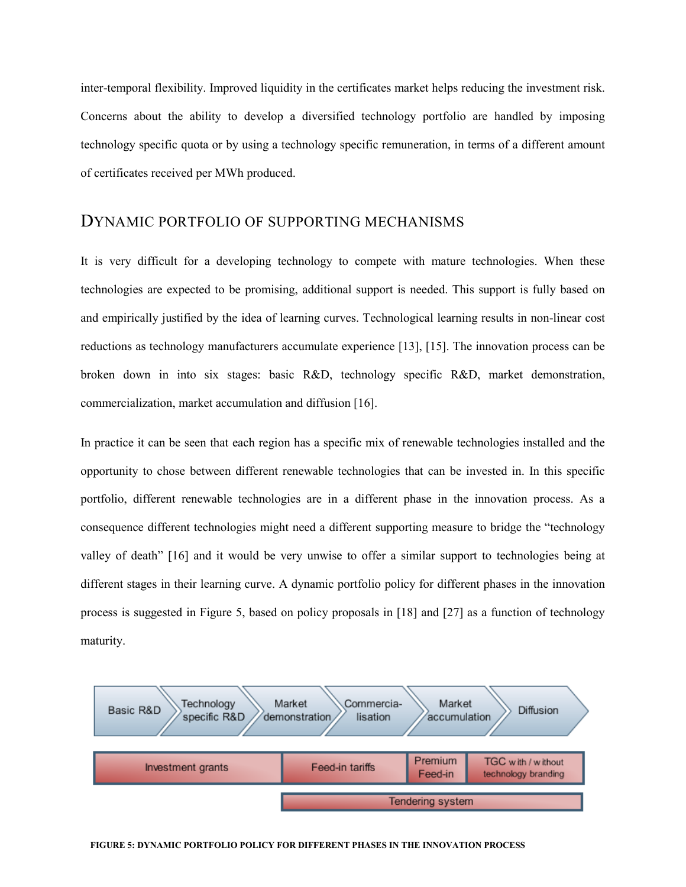inter-temporal flexibility. Improved liquidity in the certificates market helps reducing the investment risk. Concerns about the ability to develop a diversified technology portfolio are handled by imposing technology specific quota or by using a technology specific remuneration, in terms of a different amount of certificates received per MWh produced.

## DYNAMIC PORTFOLIO OF SUPPORTING MECHANISMS

It is very difficult for a developing technology to compete with mature technologies. When these technologies are expected to be promising, additional support is needed. This support is fully based on and empirically justified by the idea of learning curves. Technological learning results in non-linear cost reductions as technology manufacturers accumulate experience [13], [15]. The innovation process can be broken down in into six stages: basic R&D, technology specific R&D, market demonstration, commercialization, market accumulation and diffusion [16].

In practice it can be seen that each region has a specific mix of renewable technologies installed and the opportunity to chose between different renewable technologies that can be invested in. In this specific portfolio, different renewable technologies are in a different phase in the innovation process. As a consequence different technologies might need a different supporting measure to bridge the "technology valley of death" [16] and it would be very unwise to offer a similar support to technologies being at different stages in their learning curve. A dynamic portfolio policy for different phases in the innovation process is suggested in Figure 5, based on policy proposals in [18] and [27] as a function of technology maturity.

| Basic R&D | Technology specific R&D | Market demonstration | Commercia-lisation | Market accumulation | Diffusion |
|---|---|---|---|---|---|
| Investment grants | | Feed-in tariffs | | Premium Feed-in | TGC with / without technology branding |
| | | Tendering system | | | |

**FIGURE 5: DYNAMIC PORTFOLIO POLICY FOR DIFFERENT PHASES IN THE INNOVATION PROCESS**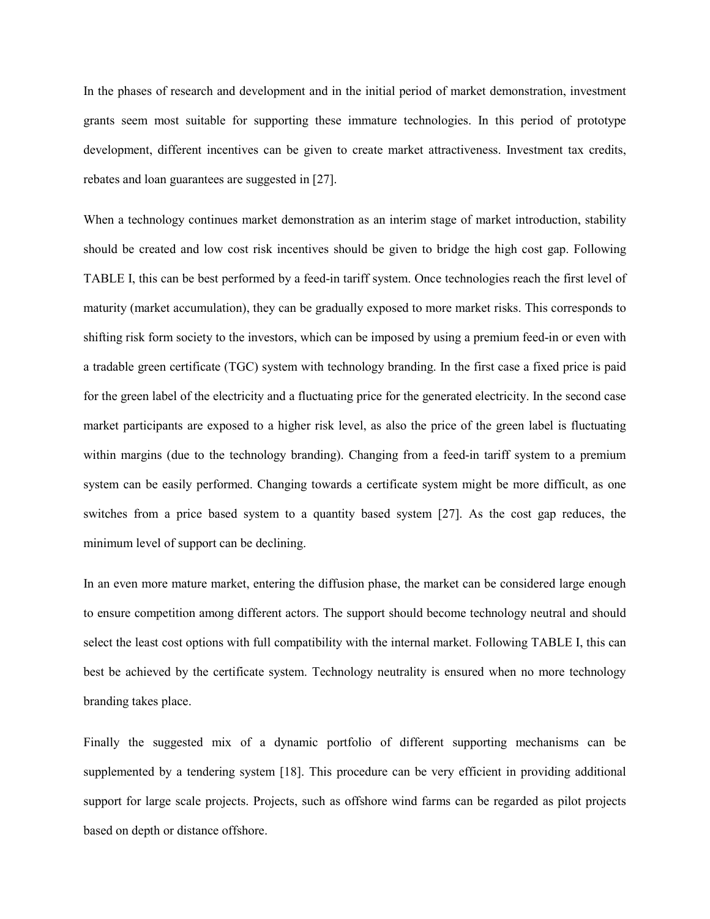In the phases of research and development and in the initial period of market demonstration, investment grants seem most suitable for supporting these immature technologies. In this period of prototype development, different incentives can be given to create market attractiveness. Investment tax credits, rebates and loan guarantees are suggested in [27].

When a technology continues market demonstration as an interim stage of market introduction, stability should be created and low cost risk incentives should be given to bridge the high cost gap. Following TABLE I, this can be best performed by a feed-in tariff system. Once technologies reach the first level of maturity (market accumulation), they can be gradually exposed to more market risks. This corresponds to shifting risk form society to the investors, which can be imposed by using a premium feed-in or even with a tradable green certificate (TGC) system with technology branding. In the first case a fixed price is paid for the green label of the electricity and a fluctuating price for the generated electricity. In the second case market participants are exposed to a higher risk level, as also the price of the green label is fluctuating within margins (due to the technology branding). Changing from a feed-in tariff system to a premium system can be easily performed. Changing towards a certificate system might be more difficult, as one switches from a price based system to a quantity based system [27]. As the cost gap reduces, the minimum level of support can be declining.

In an even more mature market, entering the diffusion phase, the market can be considered large enough to ensure competition among different actors. The support should become technology neutral and should select the least cost options with full compatibility with the internal market. Following TABLE I, this can best be achieved by the certificate system. Technology neutrality is ensured when no more technology branding takes place.

Finally the suggested mix of a dynamic portfolio of different supporting mechanisms can be supplemented by a tendering system [18]. This procedure can be very efficient in providing additional support for large scale projects. Projects, such as offshore wind farms can be regarded as pilot projects based on depth or distance offshore.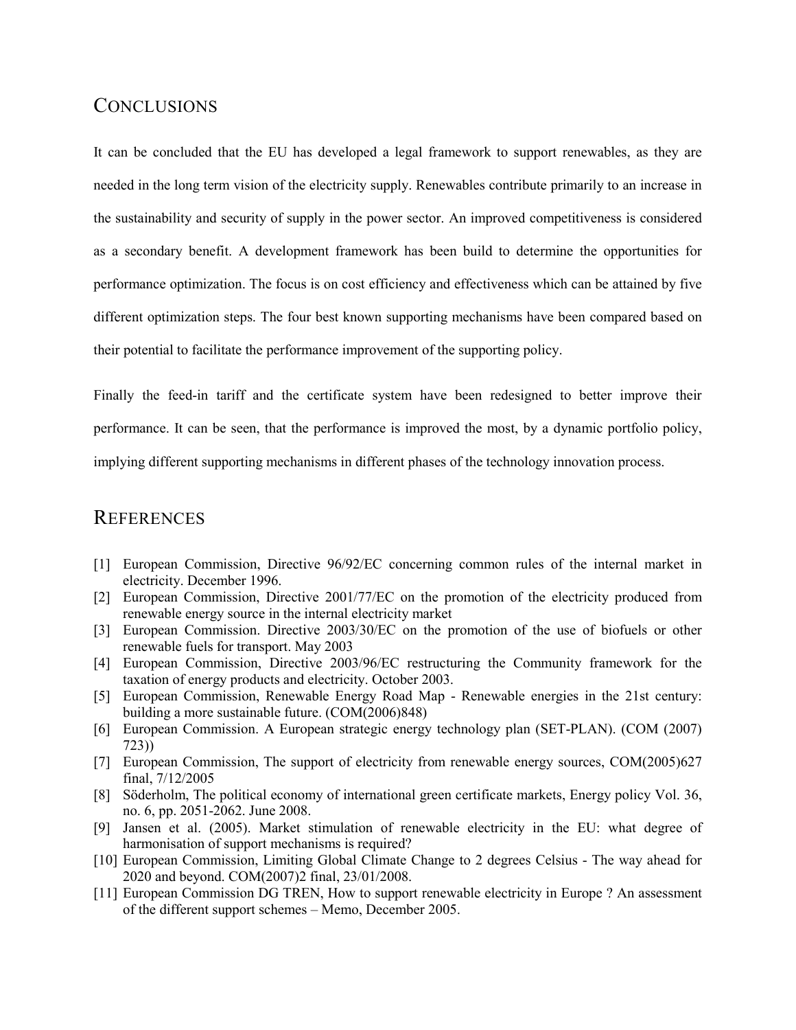## CONCLUSIONS

It can be concluded that the EU has developed a legal framework to support renewables, as they are needed in the long term vision of the electricity supply. Renewables contribute primarily to an increase in the sustainability and security of supply in the power sector. An improved competitiveness is considered as a secondary benefit. A development framework has been build to determine the opportunities for performance optimization. The focus is on cost efficiency and effectiveness which can be attained by five different optimization steps. The four best known supporting mechanisms have been compared based on their potential to facilitate the performance improvement of the supporting policy.

Finally the feed-in tariff and the certificate system have been redesigned to better improve their performance. It can be seen, that the performance is improved the most, by a dynamic portfolio policy, implying different supporting mechanisms in different phases of the technology innovation process.

## REFERENCES

[1] European Commission, Directive 96/92/EC concerning common rules of the internal market in electricity. December 1996.
[2] European Commission, Directive 2001/77/EC on the promotion of the electricity produced from renewable energy source in the internal electricity market
[3] European Commission. Directive 2003/30/EC on the promotion of the use of biofuels or other renewable fuels for transport. May 2003
[4] European Commission, Directive 2003/96/EC restructuring the Community framework for the taxation of energy products and electricity. October 2003.
[5] European Commission, Renewable Energy Road Map - Renewable energies in the 21st century: building a more sustainable future. (COM(2006)848)
[6] European Commission. A European strategic energy technology plan (SET-PLAN). (COM (2007) 723))
[7] European Commission, The support of electricity from renewable energy sources, COM(2005)627 final, 7/12/2005
[8] Söderholm, The political economy of international green certificate markets, Energy policy Vol. 36, no. 6, pp. 2051-2062. June 2008.
[9] Jansen et al. (2005). Market stimulation of renewable electricity in the EU: what degree of harmonisation of support mechanisms is required?
[10] European Commission, Limiting Global Climate Change to 2 degrees Celsius - The way ahead for 2020 and beyond. COM(2007)2 final, 23/01/2008.
[11] European Commission DG TREN, How to support renewable electricity in Europe ? An assessment of the different support schemes – Memo, December 2005.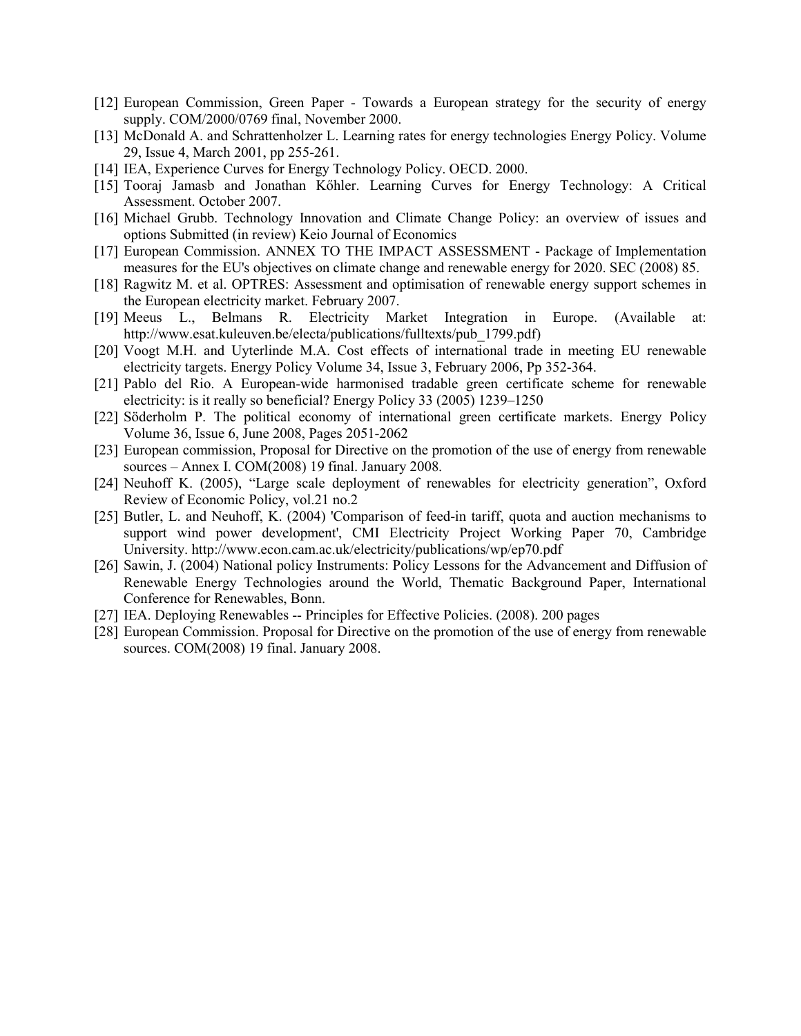[12] European Commission, Green Paper - Towards a European strategy for the security of energy supply. COM/2000/0769 final, November 2000.

[13] McDonald A. and Schrattenholzer L. Learning rates for energy technologies Energy Policy. Volume 29, Issue 4, March 2001, pp 255-261.

[14] IEA, Experience Curves for Energy Technology Policy. OECD. 2000.

[15] Tooraj Jamasb and Jonathan Kőhler. Learning Curves for Energy Technology: A Critical Assessment. October 2007.

[16] Michael Grubb. Technology Innovation and Climate Change Policy: an overview of issues and options Submitted (in review) Keio Journal of Economics

[17] European Commission. ANNEX TO THE IMPACT ASSESSMENT - Package of Implementation measures for the EU's objectives on climate change and renewable energy for 2020. SEC (2008) 85.

[18] Ragwitz M. et al. OPTRES: Assessment and optimisation of renewable energy support schemes in the European electricity market. February 2007.

[19] Meeus L., Belmans R. Electricity Market Integration in Europe. (Available at: http://www.esat.kuleuven.be/electa/publications/fulltexts/pub_1799.pdf)

[20] Voogt M.H. and Uyterlinde M.A. Cost effects of international trade in meeting EU renewable electricity targets. Energy Policy Volume 34, Issue 3, February 2006, Pp 352-364.

[21] Pablo del Rio. A European-wide harmonised tradable green certificate scheme for renewable electricity: is it really so beneficial? Energy Policy 33 (2005) 1239–1250

[22] Söderholm P. The political economy of international green certificate markets. Energy Policy Volume 36, Issue 6, June 2008, Pages 2051-2062

[23] European commission, Proposal for Directive on the promotion of the use of energy from renewable sources – Annex I. COM(2008) 19 final. January 2008.

[24] Neuhoff K. (2005), "Large scale deployment of renewables for electricity generation", Oxford Review of Economic Policy, vol.21 no.2

[25] Butler, L. and Neuhoff, K. (2004) 'Comparison of feed-in tariff, quota and auction mechanisms to support wind power development', CMI Electricity Project Working Paper 70, Cambridge University. http://www.econ.cam.ac.uk/electricity/publications/wp/ep70.pdf

[26] Sawin, J. (2004) National policy Instruments: Policy Lessons for the Advancement and Diffusion of Renewable Energy Technologies around the World, Thematic Background Paper, International Conference for Renewables, Bonn.

[27] IEA. Deploying Renewables -- Principles for Effective Policies. (2008). 200 pages

[28] European Commission. Proposal for Directive on the promotion of the use of energy from renewable sources. COM(2008) 19 final. January 2008.